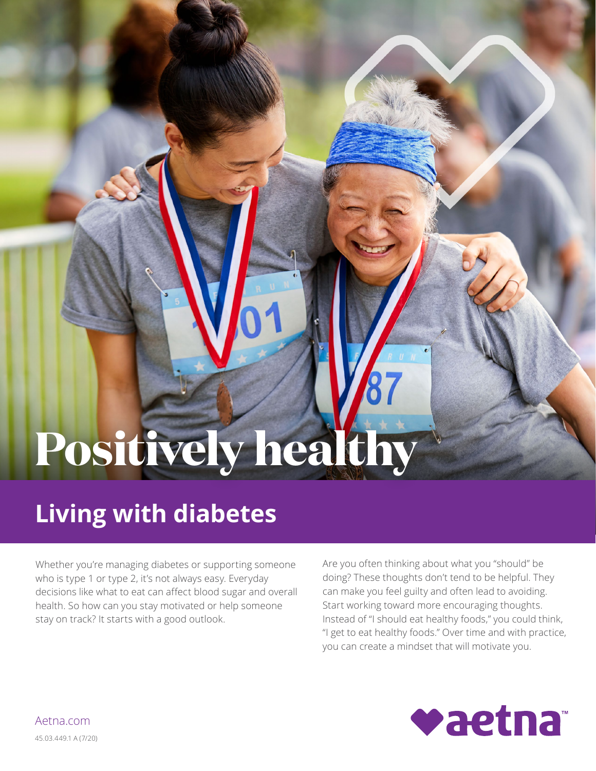# Positively healthy

## Living with diabetes

Whether you're managing diabetes or supporting someone who is type 1 or type 2, it's not always easy. Everyday decisions like what to eat can affect blood sugar and overall health. So how can you stay motivated or help someone stay on track? It starts with a good outlook.

Are you often thinking about what you "should" be doing? These thoughts don't tend to be helpful. They can make you feel guilty and often lead to avoiding. Start working toward more encouraging thoughts. Instead of "I should eat healthy foods," you could think, "I get to eat healthy foods." Over time and with practice, you can create a mindset that will motivate you.

Aetna.com

45.03.449.1 A (7/20)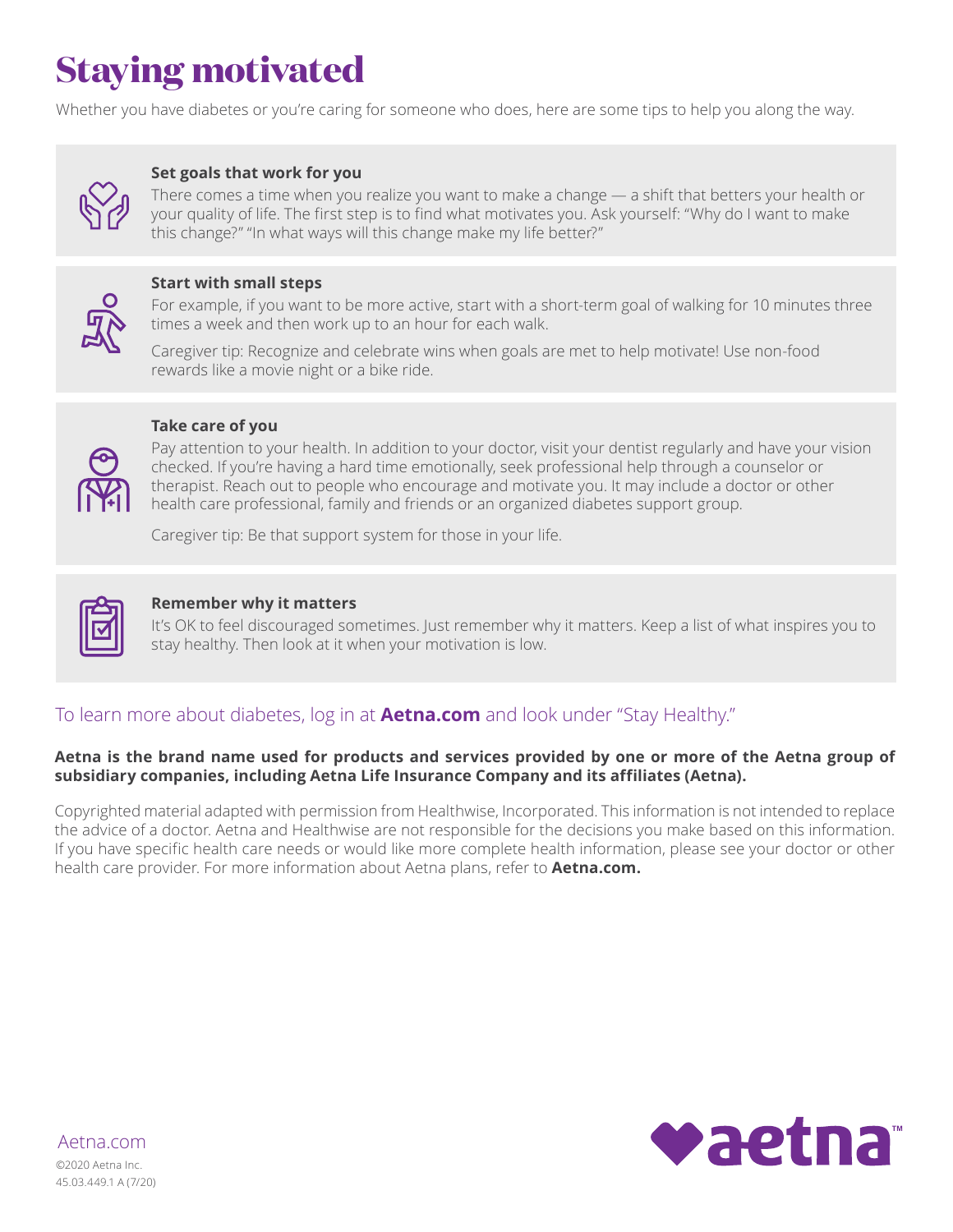# Staying motivated

Whether you have diabetes or you're caring for someone who does, here are some tips to help you along the way.

### Set goals that work for you

There comes a time when you realize you want to make a change — a shift that betters your health or your quality of life. The first step is to find what motivates you. Ask yourself: "Why do I want to make this change?" "In what ways will this change make my life better?"

### Start with small steps

For example, if you want to be more active, start with a short-term goal of walking for 10 minutes three times a week and then work up to an hour for each walk.

Caregiver tip: Recognize and celebrate wins when goals are met to help motivate! Use non-food rewards like a movie night or a bike ride.

### Take care of you

Pay attention to your health. In addition to your doctor, visit your dentist regularly and have your vision checked. If you're having a hard time emotionally, seek professional help through a counselor or therapist. Reach out to people who encourage and motivate you. It may include a doctor or other health care professional, family and friends or an organized diabetes support group.

Caregiver tip: Be that support system for those in your life.

### Remember why it matters

It's OK to feel discouraged sometimes. Just remember why it matters. Keep a list of what inspires you to stay healthy. Then look at it when your motivation is low.

To learn more about diabetes, log in at **Aetna.com** and look under "Stay Healthy."

**Aetna is the brand name used for products and services provided by one or more of the Aetna group of subsidiary companies, including Aetna Life Insurance Company and its affiliates (Aetna).**

Copyrighted material adapted with permission from Healthwise, Incorporated. This information is not intended to replace the advice of a doctor. Aetna and Healthwise are not responsible for the decisions you make based on this information. If you have specific health care needs or would like more complete health information, please see your doctor or other health care provider. For more information about Aetna plans, refer to **Aetna.com.**

Aetna.com

©2020 Aetna Inc.
45.03.449.1 A (7/20)

aetna™